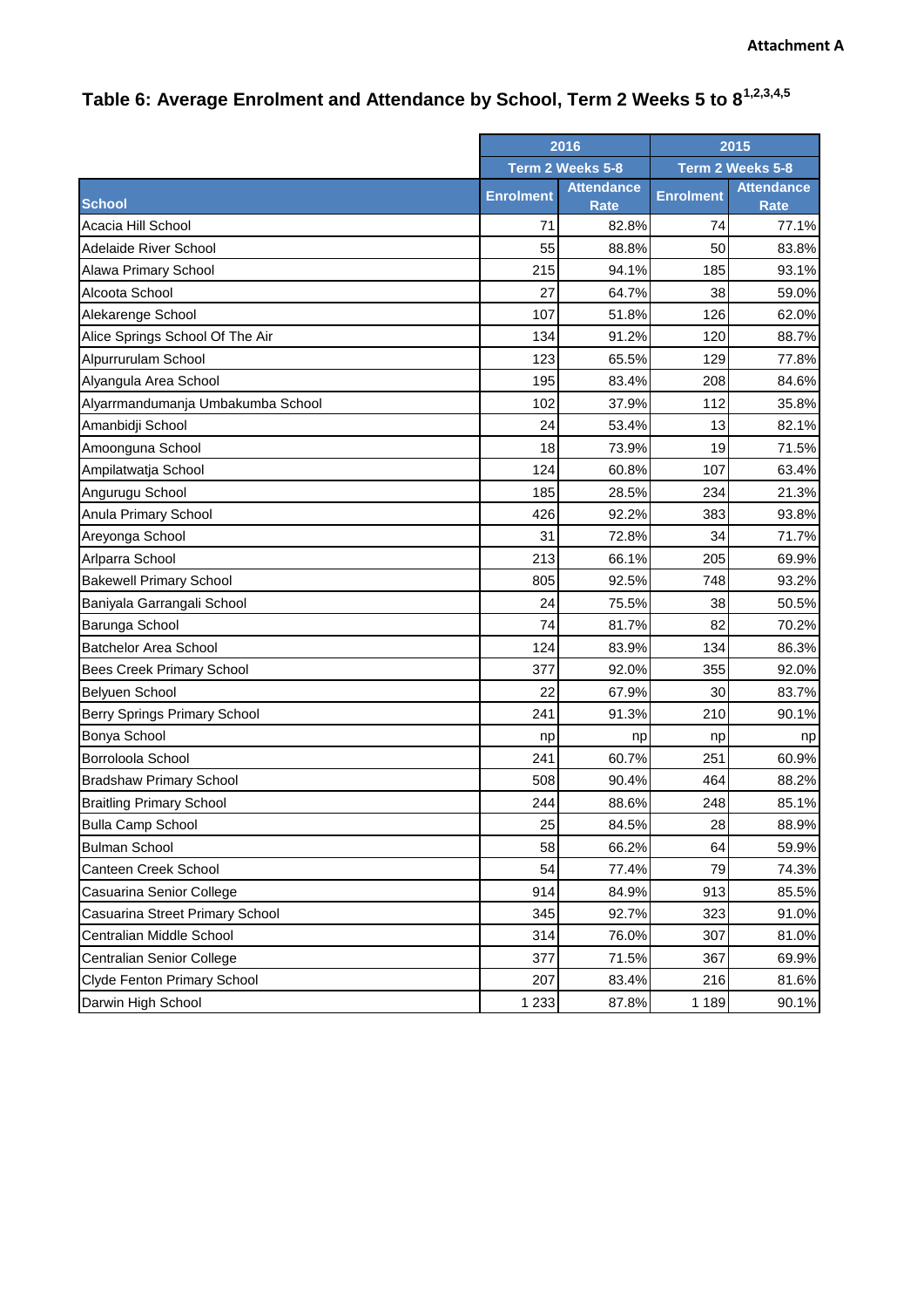**Attachment A**

## Table 6: Average Enrolment and Attendance by School, Term 2 Weeks 5 to 8[1,2,3,4,5]

| | 2016 | | 2015 | |
|---|---|---|---|---|
| | Term 2 Weeks 5-8 | | Term 2 Weeks 5-8 | |
| School | Enrolment | Attendance Rate | Enrolment | Attendance Rate |
| Acacia Hill School | 71 | 82.8% | 74 | 77.1% |
| Adelaide River School | 55 | 88.8% | 50 | 83.8% |
| Alawa Primary School | 215 | 94.1% | 185 | 93.1% |
| Alcoota School | 27 | 64.7% | 38 | 59.0% |
| Alekarenge School | 107 | 51.8% | 126 | 62.0% |
| Alice Springs School Of The Air | 134 | 91.2% | 120 | 88.7% |
| Alpurrurulam School | 123 | 65.5% | 129 | 77.8% |
| Alyangula Area School | 195 | 83.4% | 208 | 84.6% |
| Alyarrmandumanja Umbakumba School | 102 | 37.9% | 112 | 35.8% |
| Amanbidji School | 24 | 53.4% | 13 | 82.1% |
| Amoonguna School | 18 | 73.9% | 19 | 71.5% |
| Ampilatwatja School | 124 | 60.8% | 107 | 63.4% |
| Angurugu School | 185 | 28.5% | 234 | 21.3% |
| Anula Primary School | 426 | 92.2% | 383 | 93.8% |
| Areyonga School | 31 | 72.8% | 34 | 71.7% |
| Arlparra School | 213 | 66.1% | 205 | 69.9% |
| Bakewell Primary School | 805 | 92.5% | 748 | 93.2% |
| Baniyala Garrangali School | 24 | 75.5% | 38 | 50.5% |
| Barunga School | 74 | 81.7% | 82 | 70.2% |
| Batchelor Area School | 124 | 83.9% | 134 | 86.3% |
| Bees Creek Primary School | 377 | 92.0% | 355 | 92.0% |
| Belyuen School | 22 | 67.9% | 30 | 83.7% |
| Berry Springs Primary School | 241 | 91.3% | 210 | 90.1% |
| Bonya School | np | np | np | np |
| Borroloola School | 241 | 60.7% | 251 | 60.9% |
| Bradshaw Primary School | 508 | 90.4% | 464 | 88.2% |
| Braitling Primary School | 244 | 88.6% | 248 | 85.1% |
| Bulla Camp School | 25 | 84.5% | 28 | 88.9% |
| Bulman School | 58 | 66.2% | 64 | 59.9% |
| Canteen Creek School | 54 | 77.4% | 79 | 74.3% |
| Casuarina Senior College | 914 | 84.9% | 913 | 85.5% |
| Casuarina Street Primary School | 345 | 92.7% | 323 | 91.0% |
| Centralian Middle School | 314 | 76.0% | 307 | 81.0% |
| Centralian Senior College | 377 | 71.5% | 367 | 69.9% |
| Clyde Fenton Primary School | 207 | 83.4% | 216 | 81.6% |
| Darwin High School | 1 233 | 87.8% | 1 189 | 90.1% |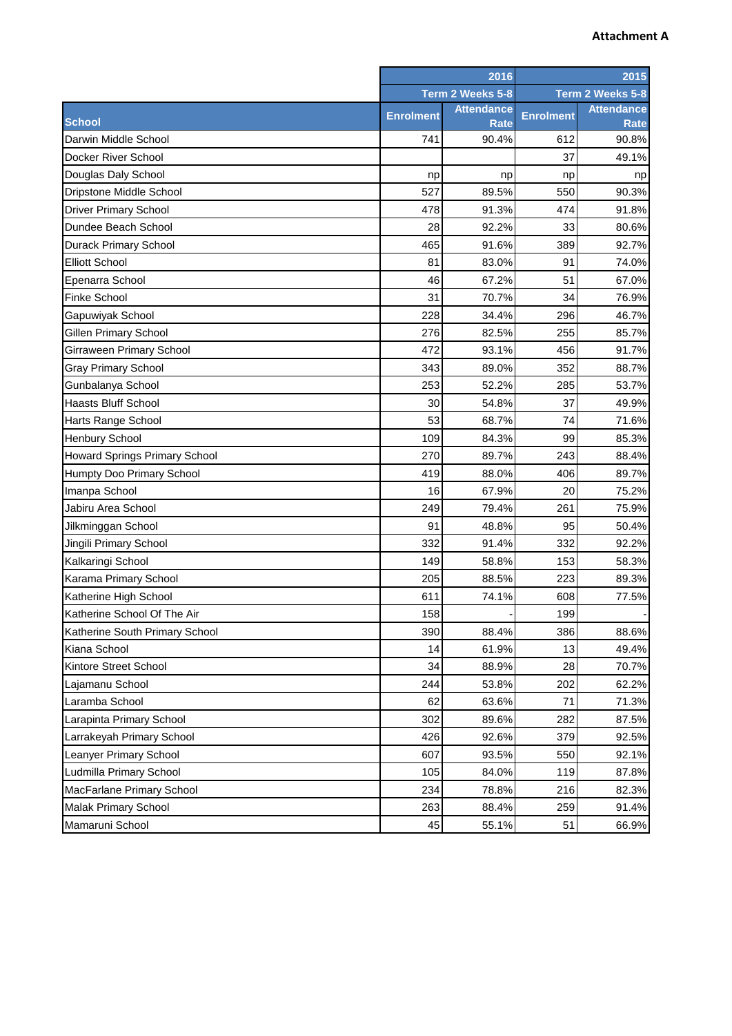**Attachment A**

| School | 2016 Term 2 Weeks 5-8 | | 2015 Term 2 Weeks 5-8 | |
|---|---|---|---|---|
| | Enrolment | Attendance Rate | Enrolment | Attendance Rate |
| Darwin Middle School | 741 | 90.4% | 612 | 90.8% |
| Docker River School | | | 37 | 49.1% |
| Douglas Daly School | np | np | np | np |
| Dripstone Middle School | 527 | 89.5% | 550 | 90.3% |
| Driver Primary School | 478 | 91.3% | 474 | 91.8% |
| Dundee Beach School | 28 | 92.2% | 33 | 80.6% |
| Durack Primary School | 465 | 91.6% | 389 | 92.7% |
| Elliott School | 81 | 83.0% | 91 | 74.0% |
| Epenarra School | 46 | 67.2% | 51 | 67.0% |
| Finke School | 31 | 70.7% | 34 | 76.9% |
| Gapuwiyak School | 228 | 34.4% | 296 | 46.7% |
| Gillen Primary School | 276 | 82.5% | 255 | 85.7% |
| Girraween Primary School | 472 | 93.1% | 456 | 91.7% |
| Gray Primary School | 343 | 89.0% | 352 | 88.7% |
| Gunbalanya School | 253 | 52.2% | 285 | 53.7% |
| Haasts Bluff School | 30 | 54.8% | 37 | 49.9% |
| Harts Range School | 53 | 68.7% | 74 | 71.6% |
| Henbury School | 109 | 84.3% | 99 | 85.3% |
| Howard Springs Primary School | 270 | 89.7% | 243 | 88.4% |
| Humpty Doo Primary School | 419 | 88.0% | 406 | 89.7% |
| Imanpa School | 16 | 67.9% | 20 | 75.2% |
| Jabiru Area School | 249 | 79.4% | 261 | 75.9% |
| Jilkminggan School | 91 | 48.8% | 95 | 50.4% |
| Jingili Primary School | 332 | 91.4% | 332 | 92.2% |
| Kalkaringi School | 149 | 58.8% | 153 | 58.3% |
| Karama Primary School | 205 | 88.5% | 223 | 89.3% |
| Katherine High School | 611 | 74.1% | 608 | 77.5% |
| Katherine School Of The Air | 158 | - | 199 | - |
| Katherine South Primary School | 390 | 88.4% | 386 | 88.6% |
| Kiana School | 14 | 61.9% | 13 | 49.4% |
| Kintore Street School | 34 | 88.9% | 28 | 70.7% |
| Lajamanu School | 244 | 53.8% | 202 | 62.2% |
| Laramba School | 62 | 63.6% | 71 | 71.3% |
| Larapinta Primary School | 302 | 89.6% | 282 | 87.5% |
| Larrakeyah Primary School | 426 | 92.6% | 379 | 92.5% |
| Leanyer Primary School | 607 | 93.5% | 550 | 92.1% |
| Ludmilla Primary School | 105 | 84.0% | 119 | 87.8% |
| MacFarlane Primary School | 234 | 78.8% | 216 | 82.3% |
| Malak Primary School | 263 | 88.4% | 259 | 91.4% |
| Mamaruni School | 45 | 55.1% | 51 | 66.9% |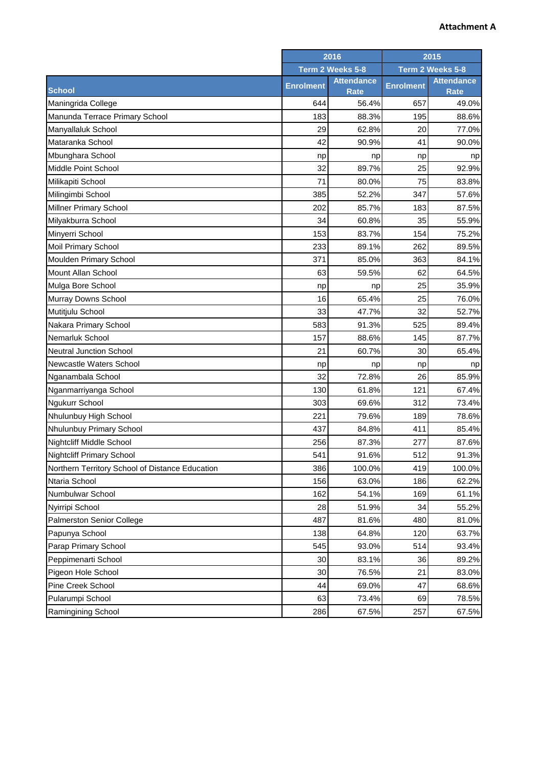**Attachment A**

| School | 2016 | | 2015 | |
|---|---|---|---|---|
| | Term 2 Weeks 5-8 | | Term 2 Weeks 5-8 | |
| | Enrolment | Attendance Rate | Enrolment | Attendance Rate |
| Maningrida College | 644 | 56.4% | 657 | 49.0% |
| Manunda Terrace Primary School | 183 | 88.3% | 195 | 88.6% |
| Manyallaluk School | 29 | 62.8% | 20 | 77.0% |
| Mataranka School | 42 | 90.9% | 41 | 90.0% |
| Mbunghara School | np | np | np | np |
| Middle Point School | 32 | 89.7% | 25 | 92.9% |
| Milikapiti School | 71 | 80.0% | 75 | 83.8% |
| Milingimbi School | 385 | 52.2% | 347 | 57.6% |
| Millner Primary School | 202 | 85.7% | 183 | 87.5% |
| Milyakburra School | 34 | 60.8% | 35 | 55.9% |
| Minyerri School | 153 | 83.7% | 154 | 75.2% |
| Moil Primary School | 233 | 89.1% | 262 | 89.5% |
| Moulden Primary School | 371 | 85.0% | 363 | 84.1% |
| Mount Allan School | 63 | 59.5% | 62 | 64.5% |
| Mulga Bore School | np | np | 25 | 35.9% |
| Murray Downs School | 16 | 65.4% | 25 | 76.0% |
| Mutitjulu School | 33 | 47.7% | 32 | 52.7% |
| Nakara Primary School | 583 | 91.3% | 525 | 89.4% |
| Nemarluk School | 157 | 88.6% | 145 | 87.7% |
| Neutral Junction School | 21 | 60.7% | 30 | 65.4% |
| Newcastle Waters School | np | np | np | np |
| Nganambala School | 32 | 72.8% | 26 | 85.9% |
| Nganmarriyanga School | 130 | 61.8% | 121 | 67.4% |
| Ngukurr School | 303 | 69.6% | 312 | 73.4% |
| Nhulunbuy High School | 221 | 79.6% | 189 | 78.6% |
| Nhulunbuy Primary School | 437 | 84.8% | 411 | 85.4% |
| Nightcliff Middle School | 256 | 87.3% | 277 | 87.6% |
| Nightcliff Primary School | 541 | 91.6% | 512 | 91.3% |
| Northern Territory School of Distance Education | 386 | 100.0% | 419 | 100.0% |
| Ntaria School | 156 | 63.0% | 186 | 62.2% |
| Numbulwar School | 162 | 54.1% | 169 | 61.1% |
| Nyirripi School | 28 | 51.9% | 34 | 55.2% |
| Palmerston Senior College | 487 | 81.6% | 480 | 81.0% |
| Papunya School | 138 | 64.8% | 120 | 63.7% |
| Parap Primary School | 545 | 93.0% | 514 | 93.4% |
| Peppimenarti School | 30 | 83.1% | 36 | 89.2% |
| Pigeon Hole School | 30 | 76.5% | 21 | 83.0% |
| Pine Creek School | 44 | 69.0% | 47 | 68.6% |
| Pularumpi School | 63 | 73.4% | 69 | 78.5% |
| Ramingining School | 286 | 67.5% | 257 | 67.5% |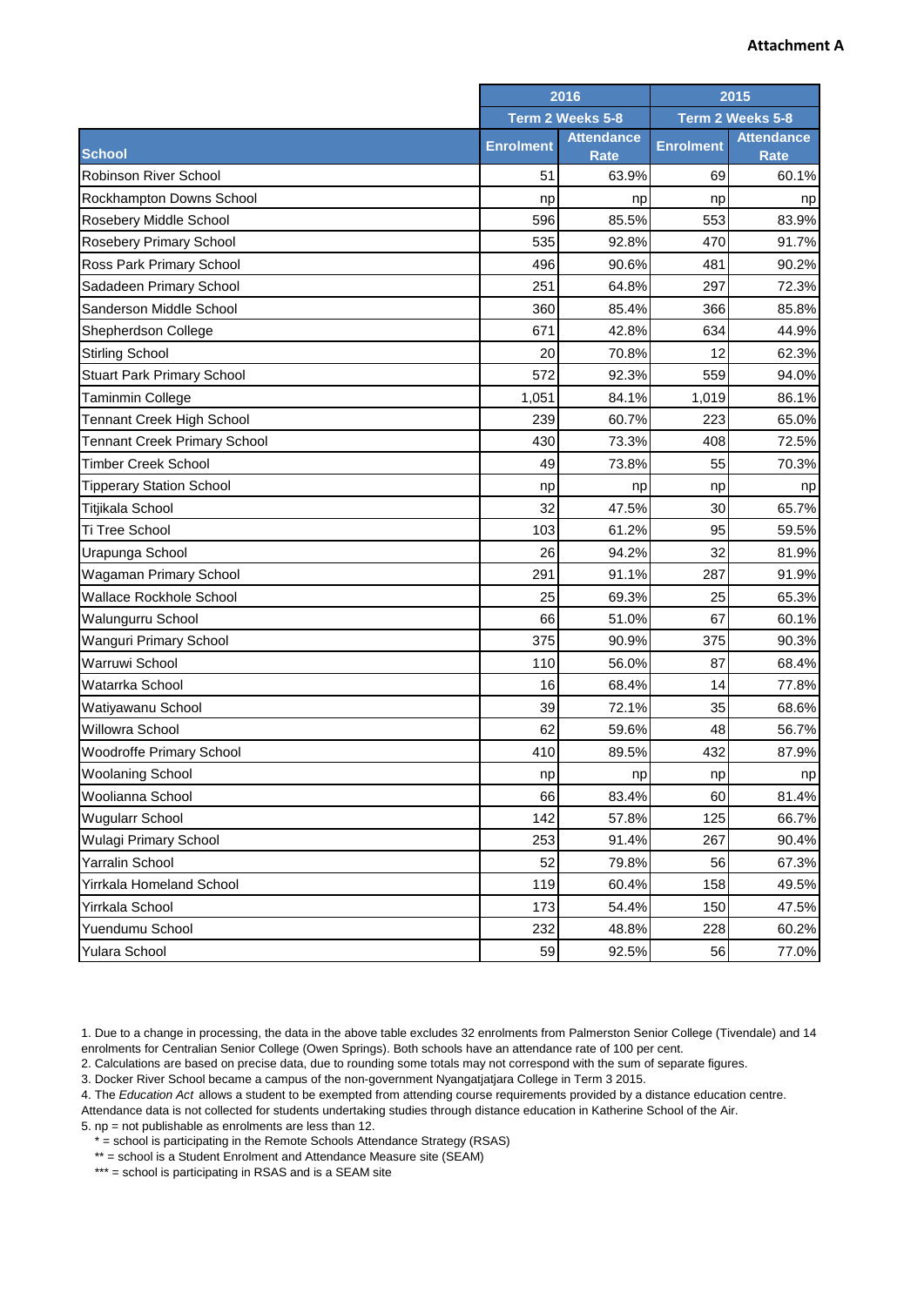**Attachment A**

| | 2016 | | 2015 | |
|---|---|---|---|---|
| | Term 2 Weeks 5-8 | | Term 2 Weeks 5-8 | |
| School | Enrolment | Attendance Rate | Enrolment | Attendance Rate |
| Robinson River School | 51 | 63.9% | 69 | 60.1% |
| Rockhampton Downs School | np | np | np | np |
| Rosebery Middle School | 596 | 85.5% | 553 | 83.9% |
| Rosebery Primary School | 535 | 92.8% | 470 | 91.7% |
| Ross Park Primary School | 496 | 90.6% | 481 | 90.2% |
| Sadadeen Primary School | 251 | 64.8% | 297 | 72.3% |
| Sanderson Middle School | 360 | 85.4% | 366 | 85.8% |
| Shepherdson College | 671 | 42.8% | 634 | 44.9% |
| Stirling School | 20 | 70.8% | 12 | 62.3% |
| Stuart Park Primary School | 572 | 92.3% | 559 | 94.0% |
| Taminmin College | 1,051 | 84.1% | 1,019 | 86.1% |
| Tennant Creek High School | 239 | 60.7% | 223 | 65.0% |
| Tennant Creek Primary School | 430 | 73.3% | 408 | 72.5% |
| Timber Creek School | 49 | 73.8% | 55 | 70.3% |
| Tipperary Station School | np | np | np | np |
| Titjikala School | 32 | 47.5% | 30 | 65.7% |
| Ti Tree School | 103 | 61.2% | 95 | 59.5% |
| Urapunga School | 26 | 94.2% | 32 | 81.9% |
| Wagaman Primary School | 291 | 91.1% | 287 | 91.9% |
| Wallace Rockhole School | 25 | 69.3% | 25 | 65.3% |
| Walungurru School | 66 | 51.0% | 67 | 60.1% |
| Wanguri Primary School | 375 | 90.9% | 375 | 90.3% |
| Warruwi School | 110 | 56.0% | 87 | 68.4% |
| Watarrka School | 16 | 68.4% | 14 | 77.8% |
| Watiyawanu School | 39 | 72.1% | 35 | 68.6% |
| Willowra School | 62 | 59.6% | 48 | 56.7% |
| Woodroffe Primary School | 410 | 89.5% | 432 | 87.9% |
| Woolaning School | np | np | np | np |
| Woolianna School | 66 | 83.4% | 60 | 81.4% |
| Wugularr School | 142 | 57.8% | 125 | 66.7% |
| Wulagi Primary School | 253 | 91.4% | 267 | 90.4% |
| Yarralin School | 52 | 79.8% | 56 | 67.3% |
| Yirrkala Homeland School | 119 | 60.4% | 158 | 49.5% |
| Yirrkala School | 173 | 54.4% | 150 | 47.5% |
| Yuendumu School | 232 | 48.8% | 228 | 60.2% |
| Yulara School | 59 | 92.5% | 56 | 77.0% |

1. Due to a change in processing, the data in the above table excludes 32 enrolments from Palmerston Senior College (Tivendale) and 14 enrolments for Centralian Senior College (Owen Springs). Both schools have an attendance rate of 100 per cent.
2. Calculations are based on precise data, due to rounding some totals may not correspond with the sum of separate figures.
3. Docker River School became a campus of the non-government Nyangatjatjara College in Term 3 2015.
4. The *Education Act* allows a student to be exempted from attending course requirements provided by a distance education centre. Attendance data is not collected for students undertaking studies through distance education in Katherine School of the Air.
5. np = not publishable as enrolments are less than 12.
   * = school is participating in the Remote Schools Attendance Strategy (RSAS)
   ** = school is a Student Enrolment and Attendance Measure site (SEAM)
   *** = school is participating in RSAS and is a SEAM site